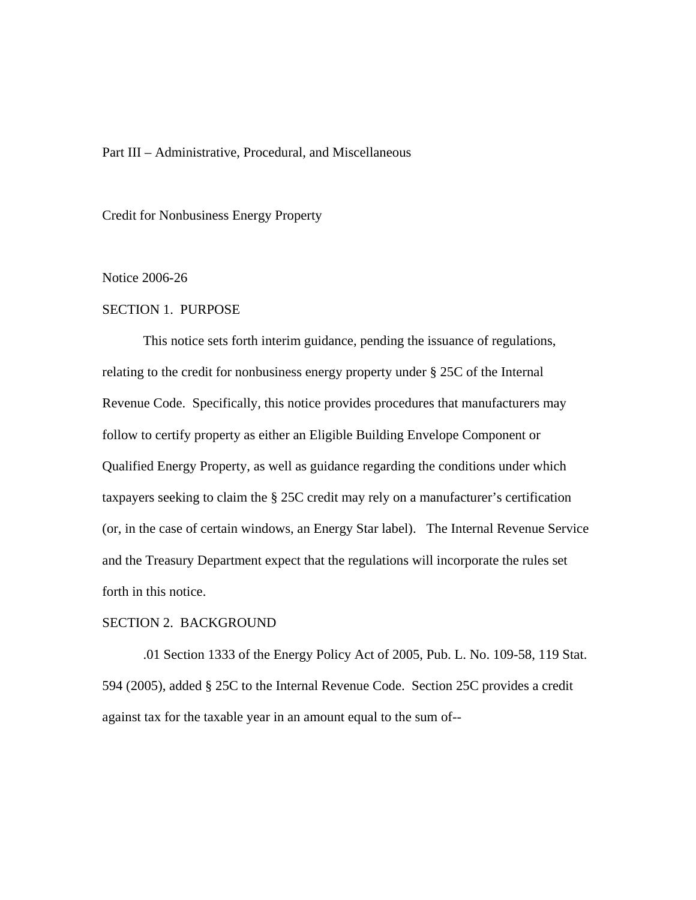Part III – Administrative, Procedural, and Miscellaneous

Credit for Nonbusiness Energy Property

Notice 2006-26

SECTION 1. PURPOSE

This notice sets forth interim guidance, pending the issuance of regulations, relating to the credit for nonbusiness energy property under § 25C of the Internal Revenue Code. Specifically, this notice provides procedures that manufacturers may follow to certify property as either an Eligible Building Envelope Component or Qualified Energy Property, as well as guidance regarding the conditions under which taxpayers seeking to claim the § 25C credit may rely on a manufacturer's certification (or, in the case of certain windows, an Energy Star label). The Internal Revenue Service and the Treasury Department expect that the regulations will incorporate the rules set forth in this notice.

SECTION 2. BACKGROUND

.01 Section 1333 of the Energy Policy Act of 2005, Pub. L. No. 109-58, 119 Stat. 594 (2005), added § 25C to the Internal Revenue Code. Section 25C provides a credit against tax for the taxable year in an amount equal to the sum of--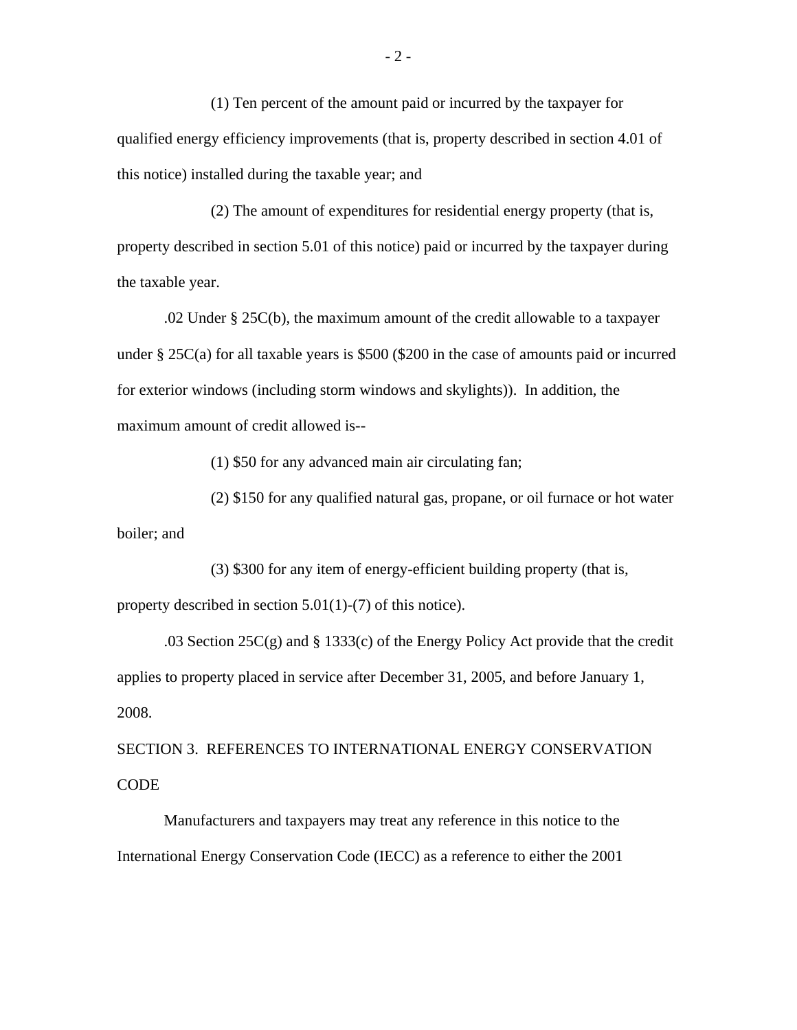(1) Ten percent of the amount paid or incurred by the taxpayer for qualified energy efficiency improvements (that is, property described in section 4.01 of this notice) installed during the taxable year; and

(2) The amount of expenditures for residential energy property (that is, property described in section 5.01 of this notice) paid or incurred by the taxpayer during the taxable year.

.02 Under § 25C(b), the maximum amount of the credit allowable to a taxpayer under § 25C(a) for all taxable years is $500 ($200 in the case of amounts paid or incurred for exterior windows (including storm windows and skylights)). In addition, the maximum amount of credit allowed is--

(1) $50 for any advanced main air circulating fan;

(2) $150 for any qualified natural gas, propane, or oil furnace or hot water boiler; and

(3) $300 for any item of energy-efficient building property (that is, property described in section 5.01(1)-(7) of this notice).

.03 Section 25C(g) and § 1333(c) of the Energy Policy Act provide that the credit applies to property placed in service after December 31, 2005, and before January 1, 2008.

SECTION 3. REFERENCES TO INTERNATIONAL ENERGY CONSERVATION CODE

Manufacturers and taxpayers may treat any reference in this notice to the International Energy Conservation Code (IECC) as a reference to either the 2001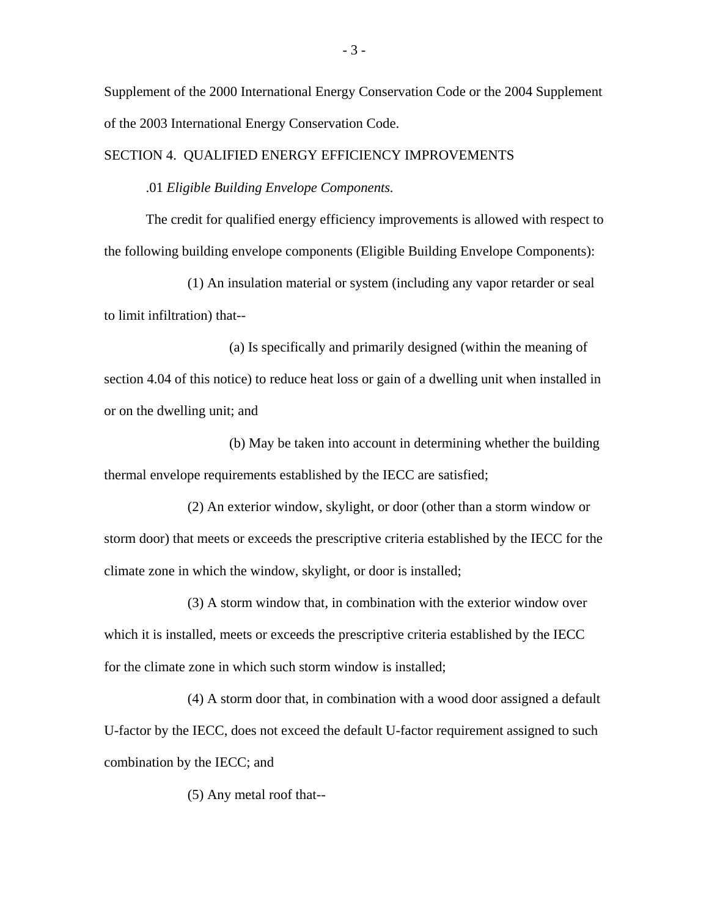Supplement of the 2000 International Energy Conservation Code or the 2004 Supplement of the 2003 International Energy Conservation Code.

## SECTION 4. QUALIFIED ENERGY EFFICIENCY IMPROVEMENTS

.01 *Eligible Building Envelope Components.*

The credit for qualified energy efficiency improvements is allowed with respect to the following building envelope components (Eligible Building Envelope Components):

(1) An insulation material or system (including any vapor retarder or seal to limit infiltration) that--

(a) Is specifically and primarily designed (within the meaning of section 4.04 of this notice) to reduce heat loss or gain of a dwelling unit when installed in or on the dwelling unit; and

(b) May be taken into account in determining whether the building thermal envelope requirements established by the IECC are satisfied;

(2) An exterior window, skylight, or door (other than a storm window or storm door) that meets or exceeds the prescriptive criteria established by the IECC for the climate zone in which the window, skylight, or door is installed;

(3) A storm window that, in combination with the exterior window over which it is installed, meets or exceeds the prescriptive criteria established by the IECC for the climate zone in which such storm window is installed;

(4) A storm door that, in combination with a wood door assigned a default U-factor by the IECC, does not exceed the default U-factor requirement assigned to such combination by the IECC; and

(5) Any metal roof that--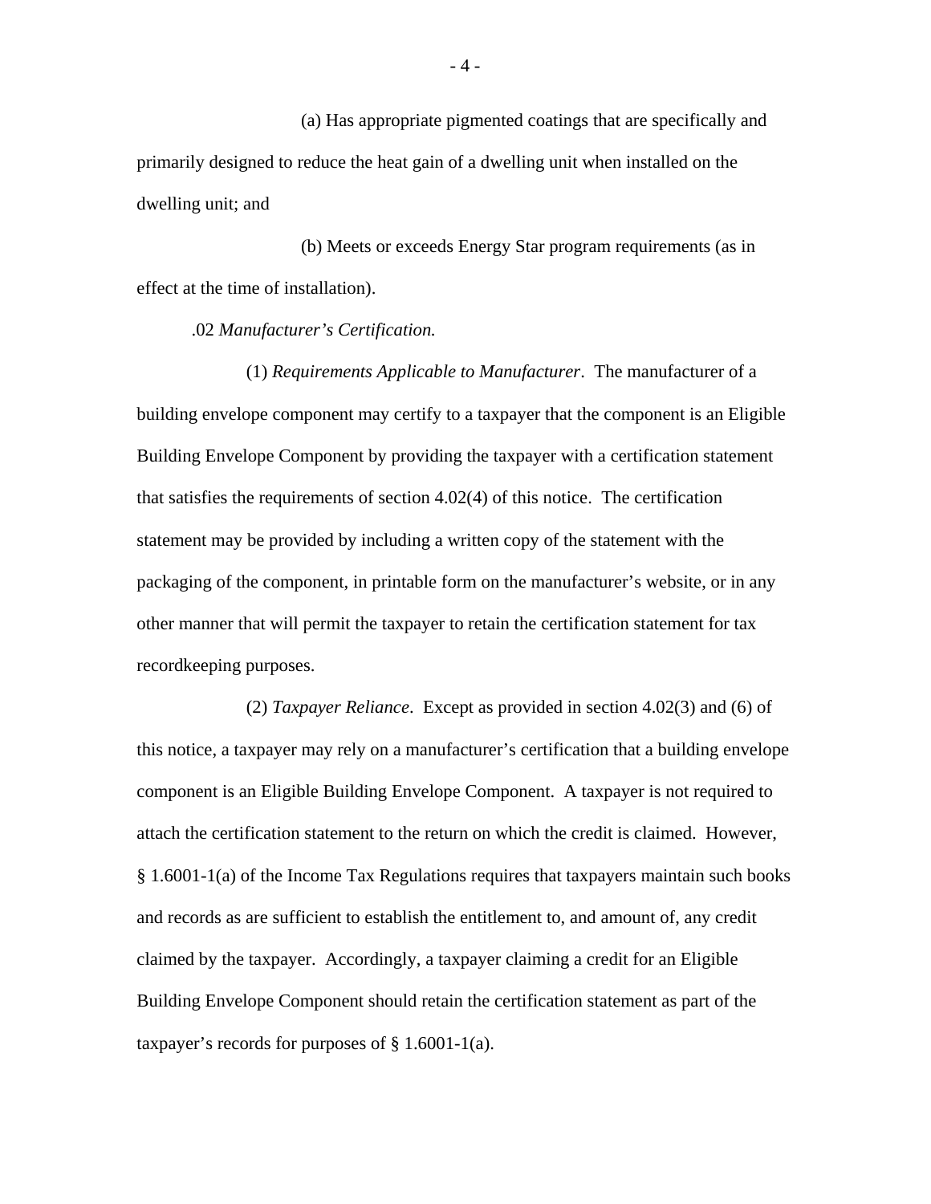(a) Has appropriate pigmented coatings that are specifically and primarily designed to reduce the heat gain of a dwelling unit when installed on the dwelling unit; and

(b) Meets or exceeds Energy Star program requirements (as in effect at the time of installation).

.02 *Manufacturer's Certification.*

(1) *Requirements Applicable to Manufacturer*. The manufacturer of a building envelope component may certify to a taxpayer that the component is an Eligible Building Envelope Component by providing the taxpayer with a certification statement that satisfies the requirements of section 4.02(4) of this notice. The certification statement may be provided by including a written copy of the statement with the packaging of the component, in printable form on the manufacturer's website, or in any other manner that will permit the taxpayer to retain the certification statement for tax recordkeeping purposes.

(2) *Taxpayer Reliance*. Except as provided in section 4.02(3) and (6) of this notice, a taxpayer may rely on a manufacturer's certification that a building envelope component is an Eligible Building Envelope Component. A taxpayer is not required to attach the certification statement to the return on which the credit is claimed. However, § 1.6001-1(a) of the Income Tax Regulations requires that taxpayers maintain such books and records as are sufficient to establish the entitlement to, and amount of, any credit claimed by the taxpayer. Accordingly, a taxpayer claiming a credit for an Eligible Building Envelope Component should retain the certification statement as part of the taxpayer's records for purposes of § 1.6001-1(a).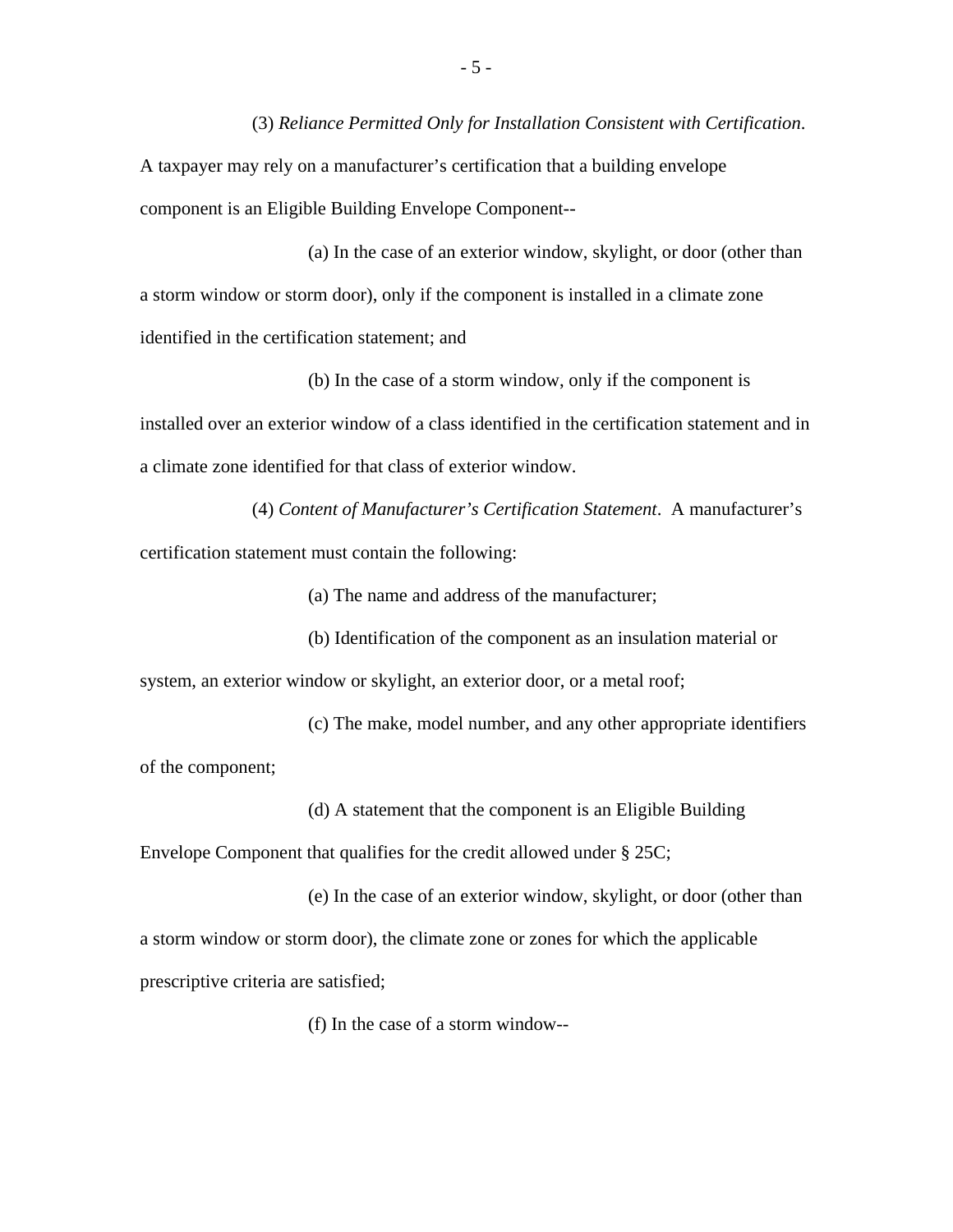(3) *Reliance Permitted Only for Installation Consistent with Certification*. A taxpayer may rely on a manufacturer's certification that a building envelope component is an Eligible Building Envelope Component--

(a) In the case of an exterior window, skylight, or door (other than a storm window or storm door), only if the component is installed in a climate zone identified in the certification statement; and

(b) In the case of a storm window, only if the component is installed over an exterior window of a class identified in the certification statement and in a climate zone identified for that class of exterior window.

(4) *Content of Manufacturer's Certification Statement*. A manufacturer's certification statement must contain the following:

(a) The name and address of the manufacturer;

(b) Identification of the component as an insulation material or system, an exterior window or skylight, an exterior door, or a metal roof;

(c) The make, model number, and any other appropriate identifiers of the component;

(d) A statement that the component is an Eligible Building Envelope Component that qualifies for the credit allowed under § 25C;

(e) In the case of an exterior window, skylight, or door (other than a storm window or storm door), the climate zone or zones for which the applicable prescriptive criteria are satisfied;

(f) In the case of a storm window--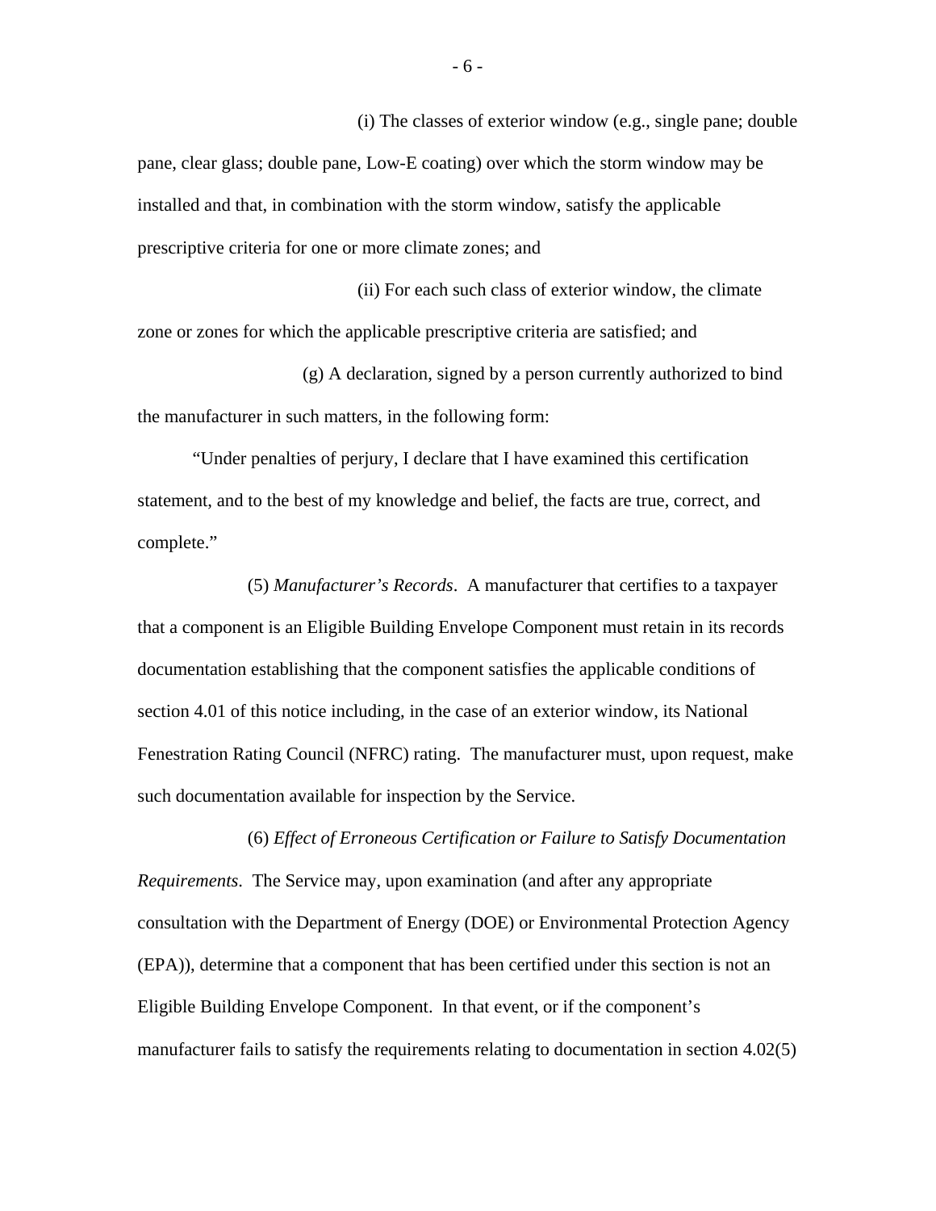(i) The classes of exterior window (e.g., single pane; double pane, clear glass; double pane, Low-E coating) over which the storm window may be installed and that, in combination with the storm window, satisfy the applicable prescriptive criteria for one or more climate zones; and

(ii) For each such class of exterior window, the climate zone or zones for which the applicable prescriptive criteria are satisfied; and

(g) A declaration, signed by a person currently authorized to bind the manufacturer in such matters, in the following form:

"Under penalties of perjury, I declare that I have examined this certification statement, and to the best of my knowledge and belief, the facts are true, correct, and complete."

(5) *Manufacturer's Records*. A manufacturer that certifies to a taxpayer that a component is an Eligible Building Envelope Component must retain in its records documentation establishing that the component satisfies the applicable conditions of section 4.01 of this notice including, in the case of an exterior window, its National Fenestration Rating Council (NFRC) rating. The manufacturer must, upon request, make such documentation available for inspection by the Service.

(6) *Effect of Erroneous Certification or Failure to Satisfy Documentation Requirements*. The Service may, upon examination (and after any appropriate consultation with the Department of Energy (DOE) or Environmental Protection Agency (EPA)), determine that a component that has been certified under this section is not an Eligible Building Envelope Component. In that event, or if the component's manufacturer fails to satisfy the requirements relating to documentation in section 4.02(5)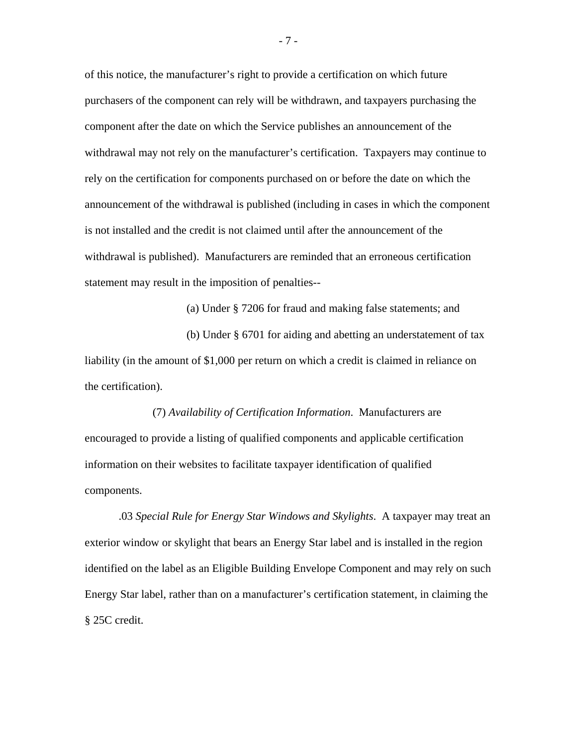of this notice, the manufacturer's right to provide a certification on which future purchasers of the component can rely will be withdrawn, and taxpayers purchasing the component after the date on which the Service publishes an announcement of the withdrawal may not rely on the manufacturer's certification. Taxpayers may continue to rely on the certification for components purchased on or before the date on which the announcement of the withdrawal is published (including in cases in which the component is not installed and the credit is not claimed until after the announcement of the withdrawal is published). Manufacturers are reminded that an erroneous certification statement may result in the imposition of penalties--

(a) Under § 7206 for fraud and making false statements; and

(b) Under § 6701 for aiding and abetting an understatement of tax liability (in the amount of $1,000 per return on which a credit is claimed in reliance on the certification).

(7) *Availability of Certification Information*. Manufacturers are encouraged to provide a listing of qualified components and applicable certification information on their websites to facilitate taxpayer identification of qualified components.

.03 *Special Rule for Energy Star Windows and Skylights*. A taxpayer may treat an exterior window or skylight that bears an Energy Star label and is installed in the region identified on the label as an Eligible Building Envelope Component and may rely on such Energy Star label, rather than on a manufacturer's certification statement, in claiming the § 25C credit.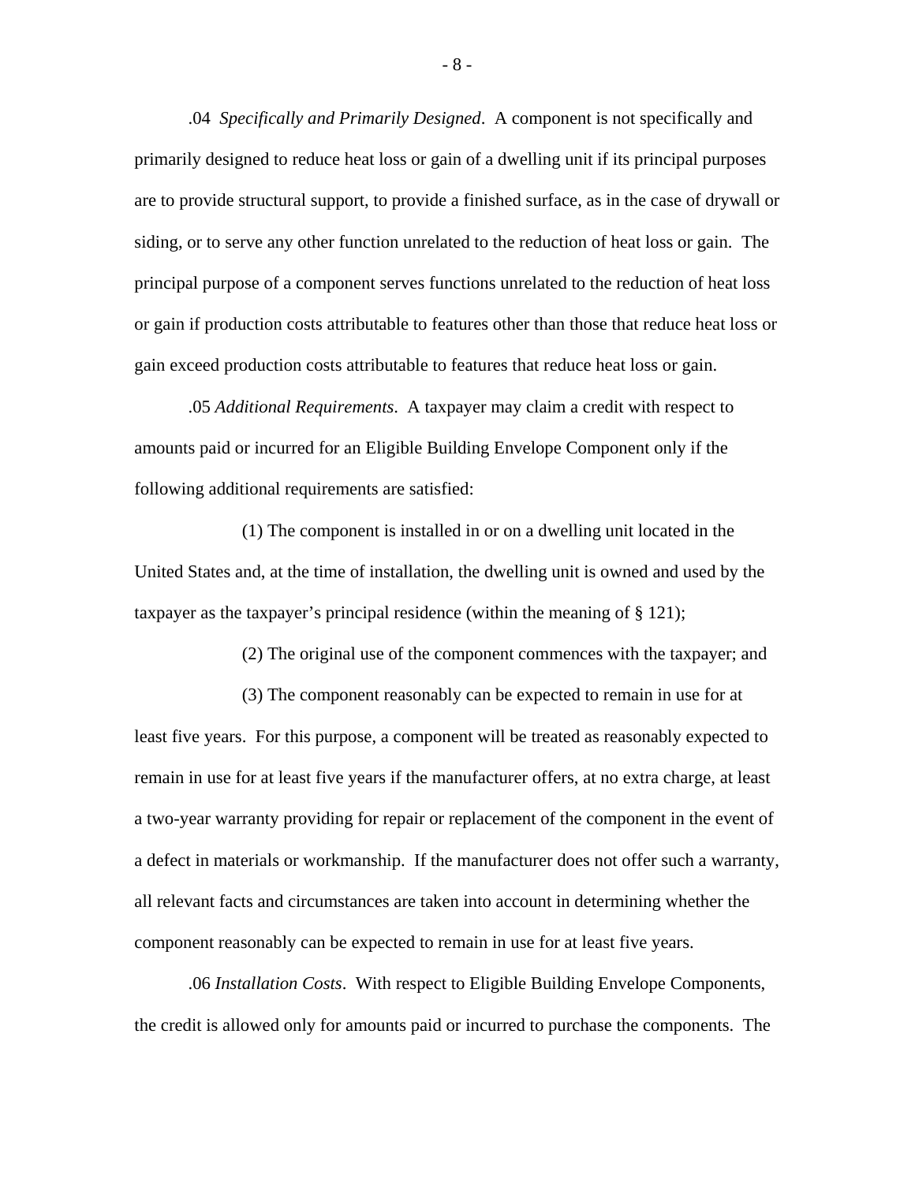.04 *Specifically and Primarily Designed*. A component is not specifically and primarily designed to reduce heat loss or gain of a dwelling unit if its principal purposes are to provide structural support, to provide a finished surface, as in the case of drywall or siding, or to serve any other function unrelated to the reduction of heat loss or gain. The principal purpose of a component serves functions unrelated to the reduction of heat loss or gain if production costs attributable to features other than those that reduce heat loss or gain exceed production costs attributable to features that reduce heat loss or gain.

.05 *Additional Requirements*. A taxpayer may claim a credit with respect to amounts paid or incurred for an Eligible Building Envelope Component only if the following additional requirements are satisfied:

(1) The component is installed in or on a dwelling unit located in the United States and, at the time of installation, the dwelling unit is owned and used by the taxpayer as the taxpayer's principal residence (within the meaning of § 121);

(2) The original use of the component commences with the taxpayer; and

(3) The component reasonably can be expected to remain in use for at least five years. For this purpose, a component will be treated as reasonably expected to remain in use for at least five years if the manufacturer offers, at no extra charge, at least a two-year warranty providing for repair or replacement of the component in the event of a defect in materials or workmanship. If the manufacturer does not offer such a warranty, all relevant facts and circumstances are taken into account in determining whether the component reasonably can be expected to remain in use for at least five years.

.06 *Installation Costs*. With respect to Eligible Building Envelope Components, the credit is allowed only for amounts paid or incurred to purchase the components. The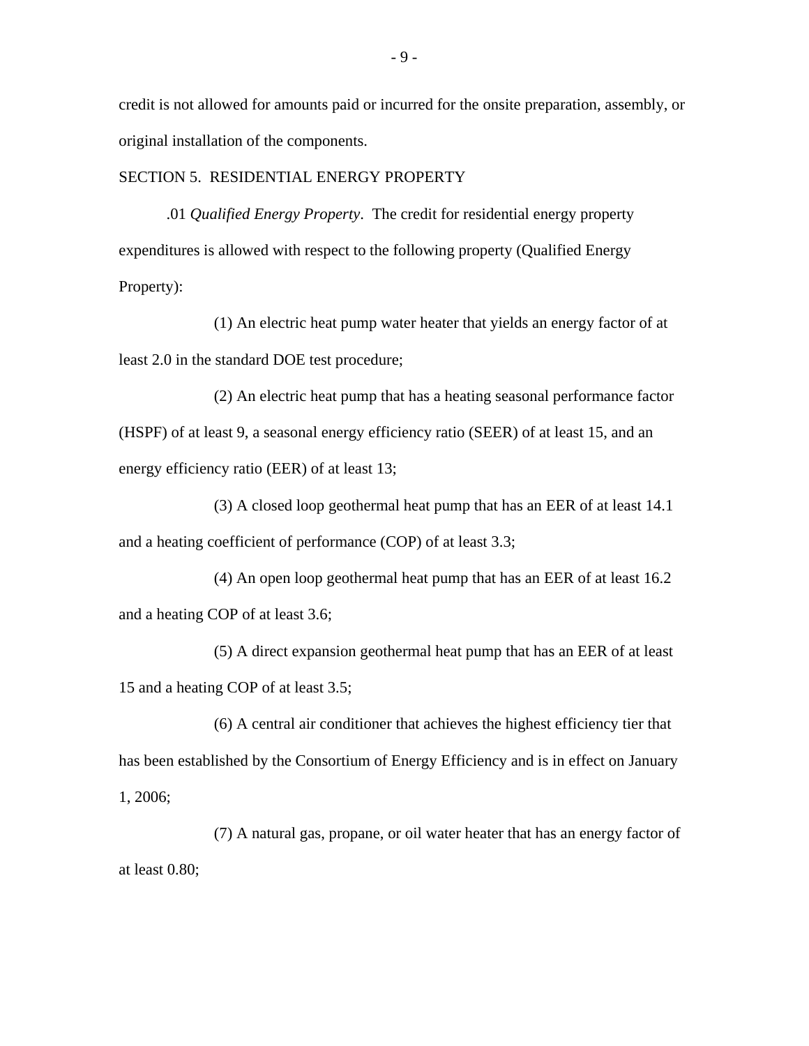credit is not allowed for amounts paid or incurred for the onsite preparation, assembly, or original installation of the components.

## SECTION 5. RESIDENTIAL ENERGY PROPERTY

.01 *Qualified Energy Property*. The credit for residential energy property expenditures is allowed with respect to the following property (Qualified Energy Property):

(1) An electric heat pump water heater that yields an energy factor of at least 2.0 in the standard DOE test procedure;

(2) An electric heat pump that has a heating seasonal performance factor (HSPF) of at least 9, a seasonal energy efficiency ratio (SEER) of at least 15, and an energy efficiency ratio (EER) of at least 13;

(3) A closed loop geothermal heat pump that has an EER of at least 14.1 and a heating coefficient of performance (COP) of at least 3.3;

(4) An open loop geothermal heat pump that has an EER of at least 16.2 and a heating COP of at least 3.6;

(5) A direct expansion geothermal heat pump that has an EER of at least 15 and a heating COP of at least 3.5;

(6) A central air conditioner that achieves the highest efficiency tier that has been established by the Consortium of Energy Efficiency and is in effect on January 1, 2006;

(7) A natural gas, propane, or oil water heater that has an energy factor of at least 0.80;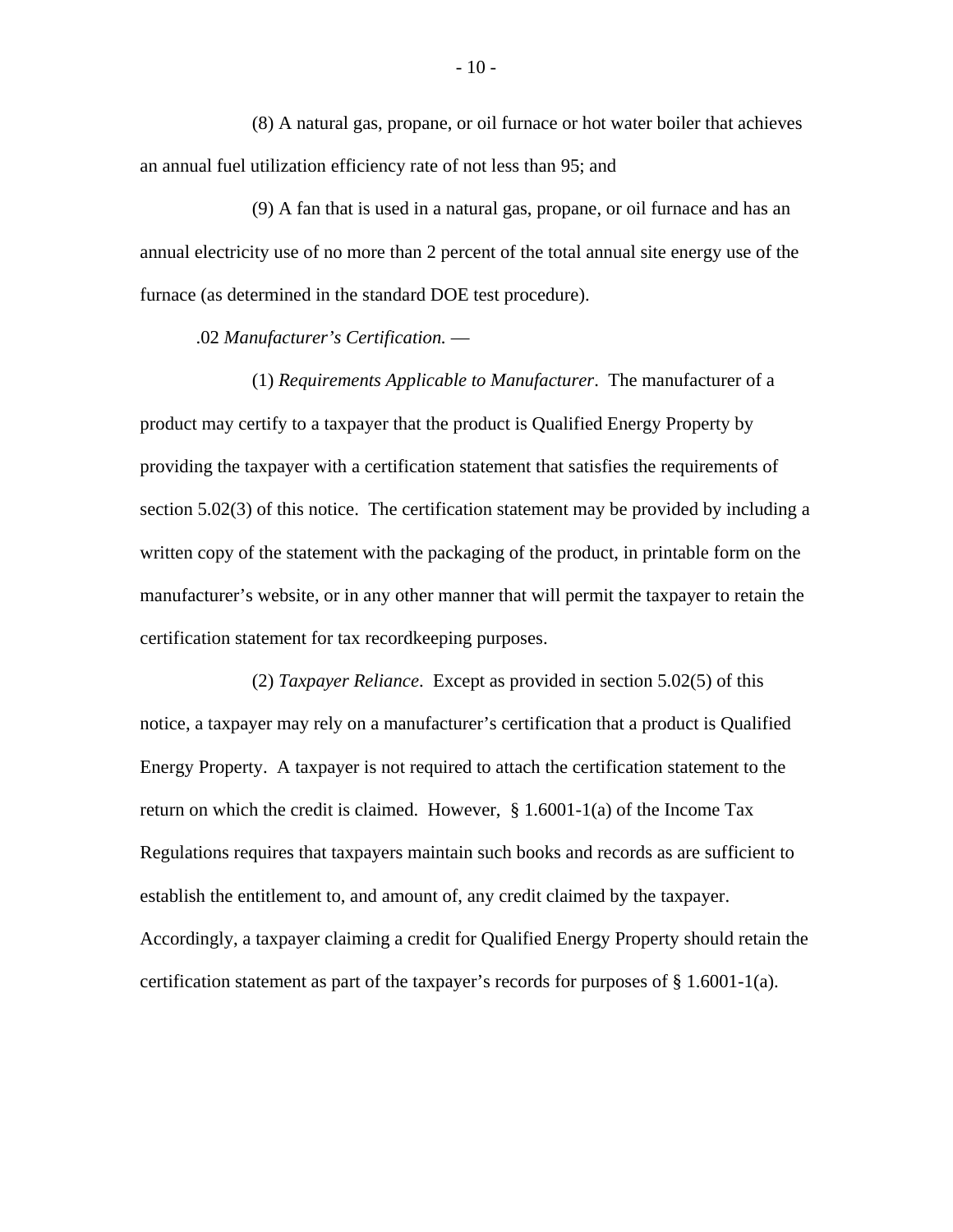(8) A natural gas, propane, or oil furnace or hot water boiler that achieves an annual fuel utilization efficiency rate of not less than 95; and

(9) A fan that is used in a natural gas, propane, or oil furnace and has an annual electricity use of no more than 2 percent of the total annual site energy use of the furnace (as determined in the standard DOE test procedure).

.02 *Manufacturer's Certification.* —

(1) *Requirements Applicable to Manufacturer*. The manufacturer of a product may certify to a taxpayer that the product is Qualified Energy Property by providing the taxpayer with a certification statement that satisfies the requirements of section 5.02(3) of this notice. The certification statement may be provided by including a written copy of the statement with the packaging of the product, in printable form on the manufacturer's website, or in any other manner that will permit the taxpayer to retain the certification statement for tax recordkeeping purposes.

(2) *Taxpayer Reliance*. Except as provided in section 5.02(5) of this notice, a taxpayer may rely on a manufacturer's certification that a product is Qualified Energy Property. A taxpayer is not required to attach the certification statement to the return on which the credit is claimed. However, § 1.6001-1(a) of the Income Tax Regulations requires that taxpayers maintain such books and records as are sufficient to establish the entitlement to, and amount of, any credit claimed by the taxpayer. Accordingly, a taxpayer claiming a credit for Qualified Energy Property should retain the certification statement as part of the taxpayer's records for purposes of § 1.6001-1(a).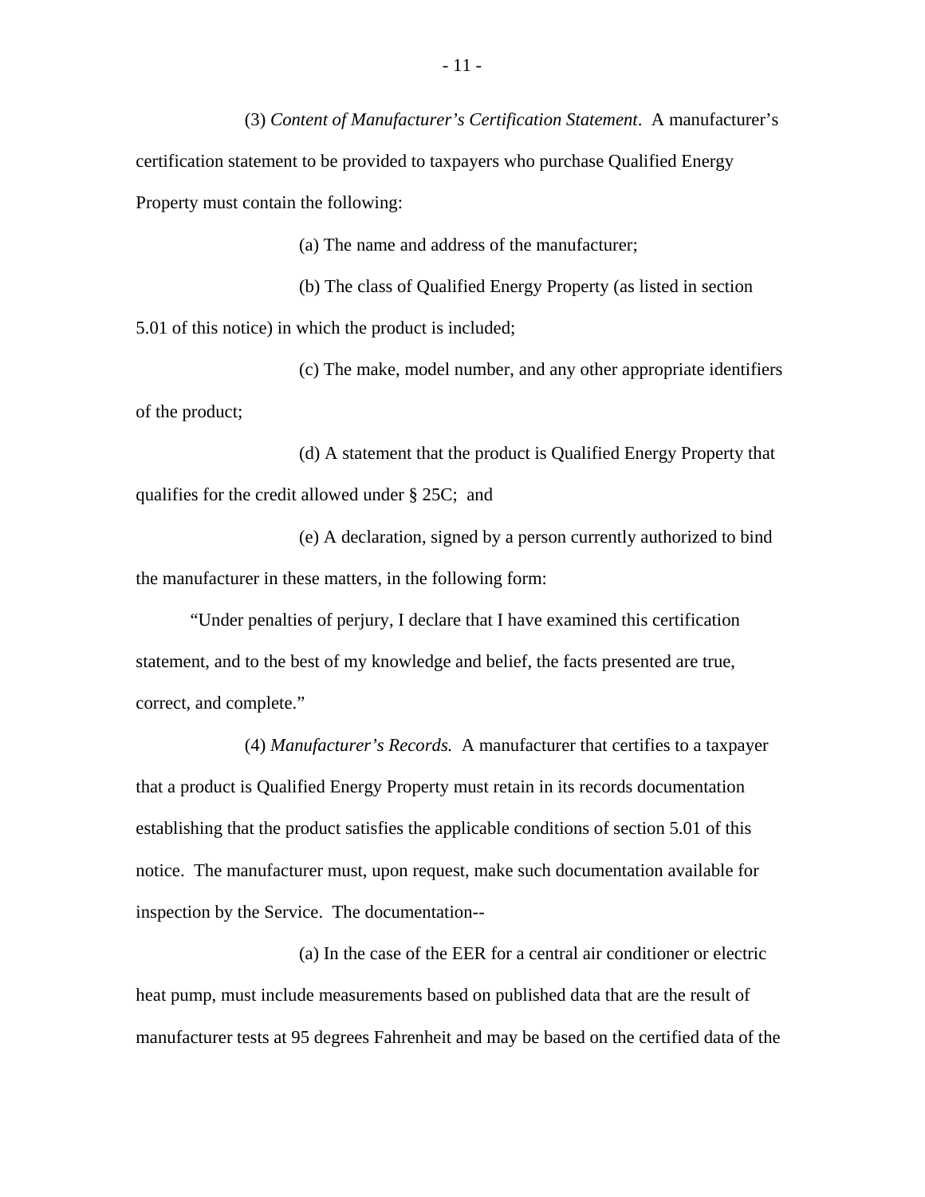(3) *Content of Manufacturer's Certification Statement*. A manufacturer's certification statement to be provided to taxpayers who purchase Qualified Energy Property must contain the following:

(a) The name and address of the manufacturer;

(b) The class of Qualified Energy Property (as listed in section 5.01 of this notice) in which the product is included;

(c) The make, model number, and any other appropriate identifiers of the product;

(d) A statement that the product is Qualified Energy Property that qualifies for the credit allowed under § 25C; and

(e) A declaration, signed by a person currently authorized to bind the manufacturer in these matters, in the following form:

"Under penalties of perjury, I declare that I have examined this certification statement, and to the best of my knowledge and belief, the facts presented are true, correct, and complete."

(4) *Manufacturer's Records.* A manufacturer that certifies to a taxpayer that a product is Qualified Energy Property must retain in its records documentation establishing that the product satisfies the applicable conditions of section 5.01 of this notice. The manufacturer must, upon request, make such documentation available for inspection by the Service. The documentation--

(a) In the case of the EER for a central air conditioner or electric heat pump, must include measurements based on published data that are the result of manufacturer tests at 95 degrees Fahrenheit and may be based on the certified data of the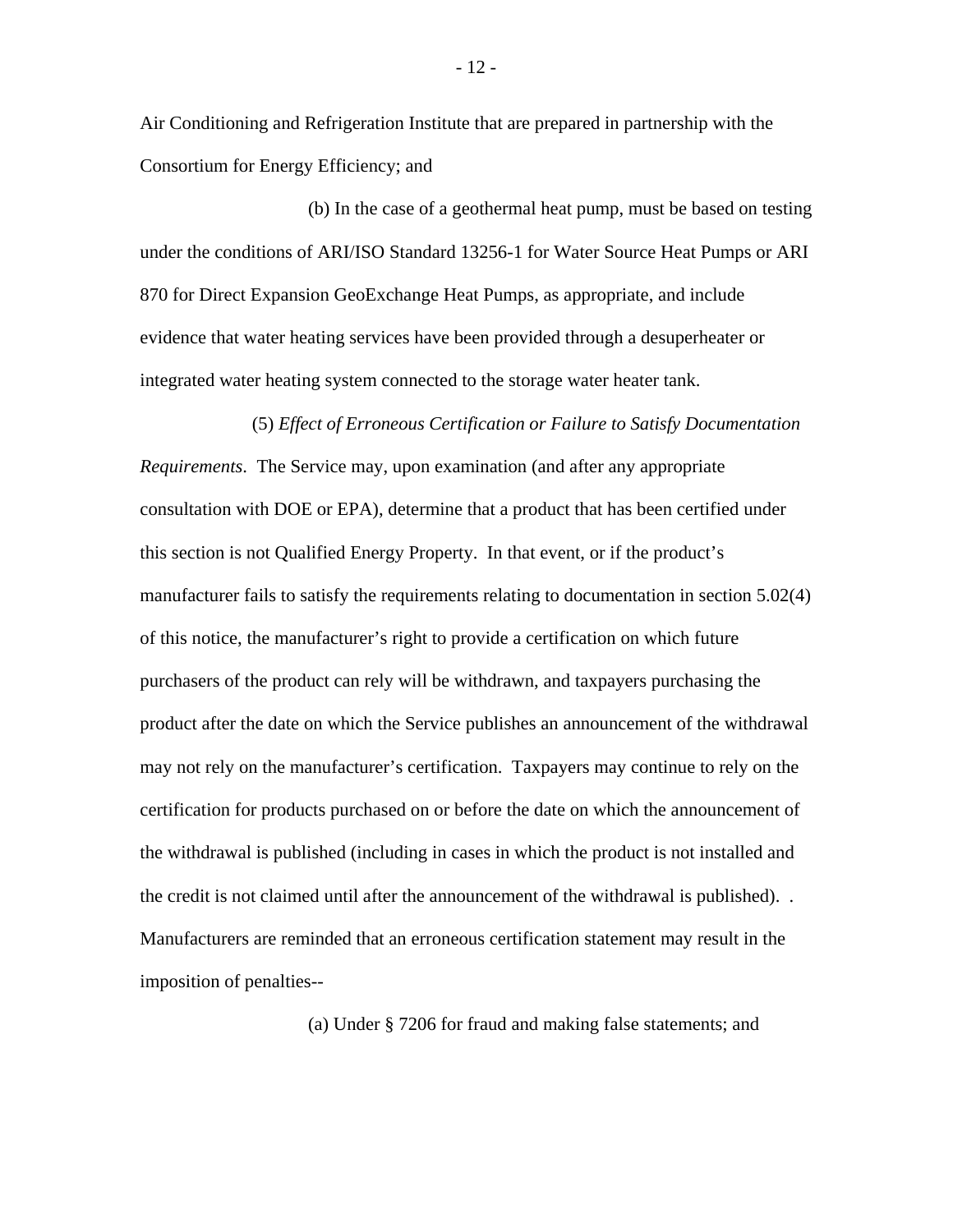Air Conditioning and Refrigeration Institute that are prepared in partnership with the Consortium for Energy Efficiency; and

(b) In the case of a geothermal heat pump, must be based on testing under the conditions of ARI/ISO Standard 13256-1 for Water Source Heat Pumps or ARI 870 for Direct Expansion GeoExchange Heat Pumps, as appropriate, and include evidence that water heating services have been provided through a desuperheater or integrated water heating system connected to the storage water heater tank.

(5) *Effect of Erroneous Certification or Failure to Satisfy Documentation Requirements*. The Service may, upon examination (and after any appropriate consultation with DOE or EPA), determine that a product that has been certified under this section is not Qualified Energy Property. In that event, or if the product's manufacturer fails to satisfy the requirements relating to documentation in section 5.02(4) of this notice, the manufacturer's right to provide a certification on which future purchasers of the product can rely will be withdrawn, and taxpayers purchasing the product after the date on which the Service publishes an announcement of the withdrawal may not rely on the manufacturer's certification. Taxpayers may continue to rely on the certification for products purchased on or before the date on which the announcement of the withdrawal is published (including in cases in which the product is not installed and the credit is not claimed until after the announcement of the withdrawal is published). . Manufacturers are reminded that an erroneous certification statement may result in the imposition of penalties--

(a) Under § 7206 for fraud and making false statements; and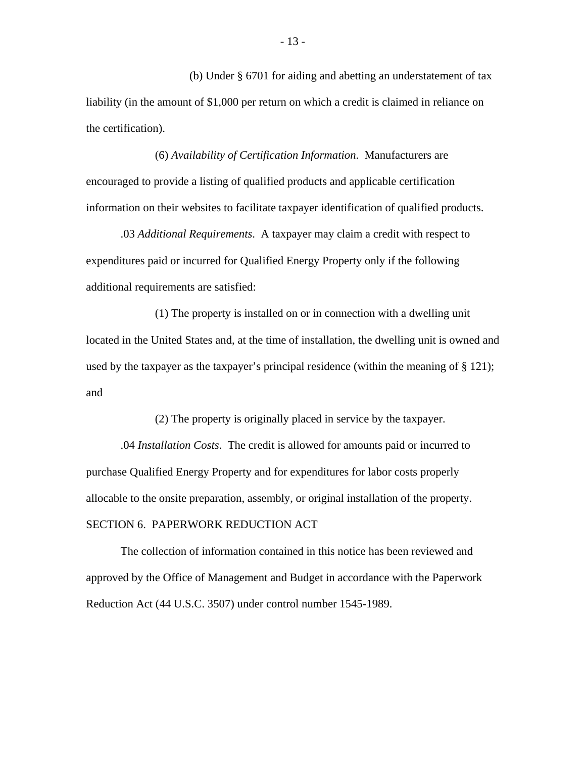(b) Under § 6701 for aiding and abetting an understatement of tax liability (in the amount of $1,000 per return on which a credit is claimed in reliance on the certification).

(6) *Availability of Certification Information*. Manufacturers are encouraged to provide a listing of qualified products and applicable certification information on their websites to facilitate taxpayer identification of qualified products.

.03 *Additional Requirements*. A taxpayer may claim a credit with respect to expenditures paid or incurred for Qualified Energy Property only if the following additional requirements are satisfied:

(1) The property is installed on or in connection with a dwelling unit located in the United States and, at the time of installation, the dwelling unit is owned and used by the taxpayer as the taxpayer's principal residence (within the meaning of § 121); and

(2) The property is originally placed in service by the taxpayer.

.04 *Installation Costs*. The credit is allowed for amounts paid or incurred to purchase Qualified Energy Property and for expenditures for labor costs properly allocable to the onsite preparation, assembly, or original installation of the property.

SECTION 6. PAPERWORK REDUCTION ACT

The collection of information contained in this notice has been reviewed and approved by the Office of Management and Budget in accordance with the Paperwork Reduction Act (44 U.S.C. 3507) under control number 1545-1989.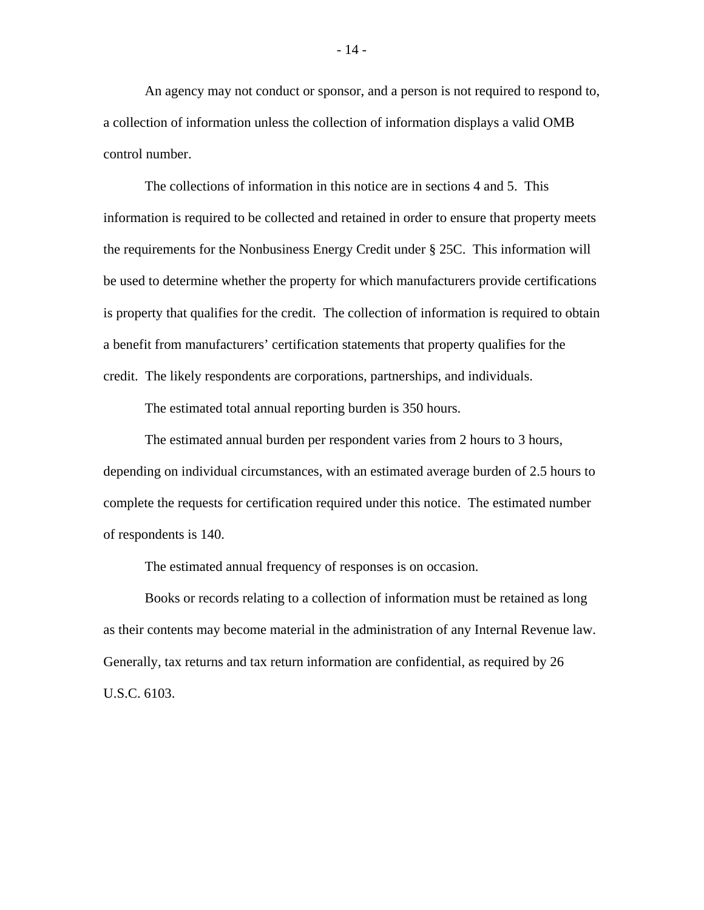An agency may not conduct or sponsor, and a person is not required to respond to, a collection of information unless the collection of information displays a valid OMB control number.

The collections of information in this notice are in sections 4 and 5. This information is required to be collected and retained in order to ensure that property meets the requirements for the Nonbusiness Energy Credit under § 25C. This information will be used to determine whether the property for which manufacturers provide certifications is property that qualifies for the credit. The collection of information is required to obtain a benefit from manufacturers' certification statements that property qualifies for the credit. The likely respondents are corporations, partnerships, and individuals.

The estimated total annual reporting burden is 350 hours.

The estimated annual burden per respondent varies from 2 hours to 3 hours, depending on individual circumstances, with an estimated average burden of 2.5 hours to complete the requests for certification required under this notice. The estimated number of respondents is 140.

The estimated annual frequency of responses is on occasion.

Books or records relating to a collection of information must be retained as long as their contents may become material in the administration of any Internal Revenue law. Generally, tax returns and tax return information are confidential, as required by 26 U.S.C. 6103.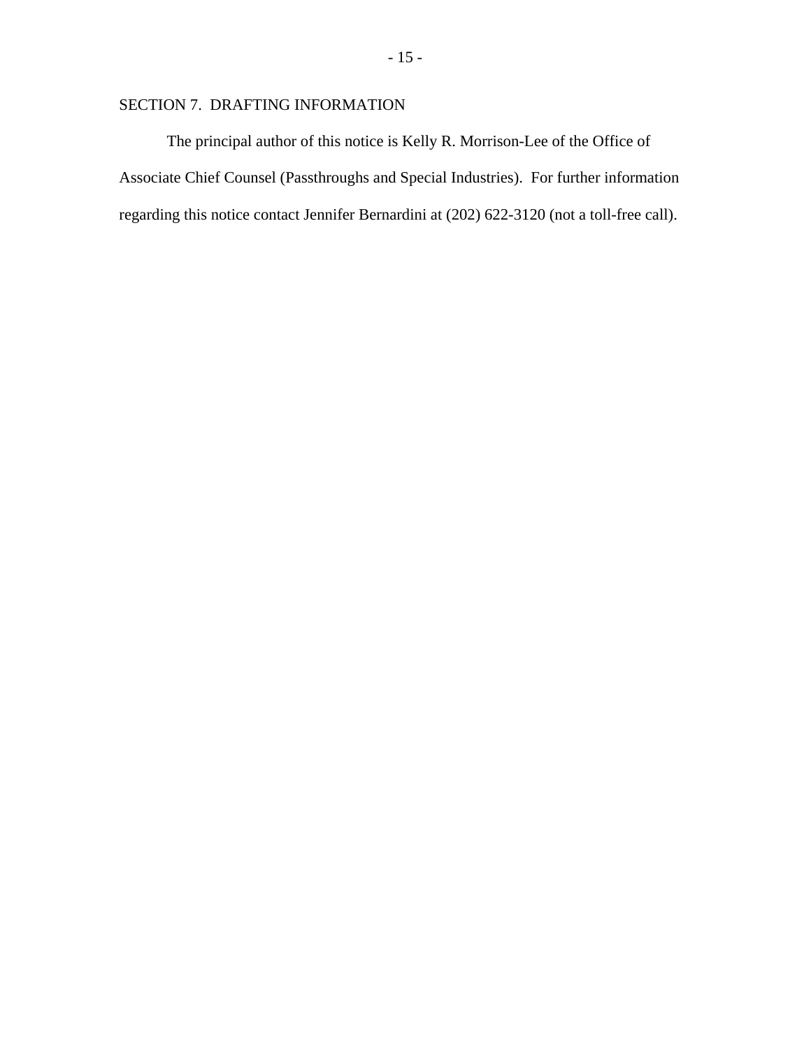## SECTION 7. DRAFTING INFORMATION

The principal author of this notice is Kelly R. Morrison-Lee of the Office of Associate Chief Counsel (Passthroughs and Special Industries). For further information regarding this notice contact Jennifer Bernardini at (202) 622-3120 (not a toll-free call).